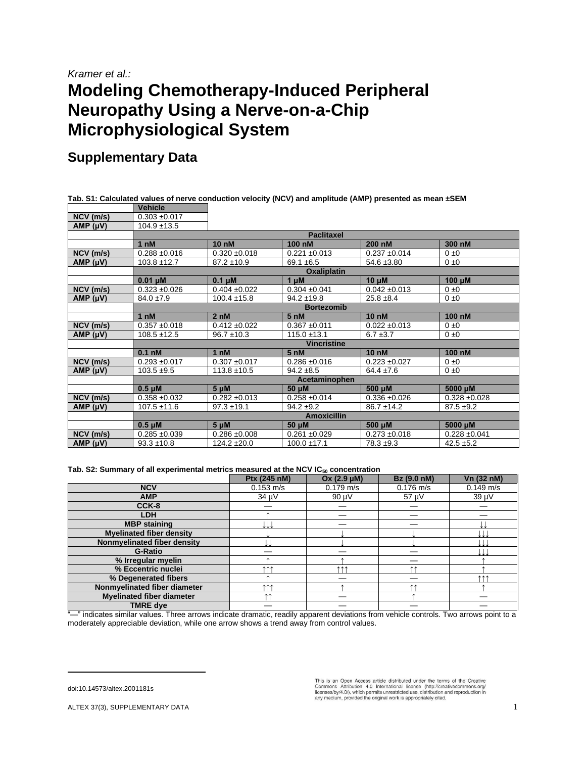*Kramer et al.:*

# Modeling Chemotherapy-Induced Peripheral Neuropathy Using a Nerve-on-a-Chip Microphysiological System

## Supplementary Data

**Tab. S1: Calculated values of nerve conduction velocity (NCV) and amplitude (AMP) presented as mean ±SEM**

| | Vehicle | | | | |
|---|---|---|---|---|---|
| NCV (m/s) | 0.303 ±0.017 | | | | |
| AMP (µV) | 104.9 ±13.5 | | | | |
| | **Paclitaxel** | | | | |
| | 1 nM | 10 nM | 100 nM | 200 nM | 300 nM |
| NCV (m/s) | 0.288 ±0.016 | 0.320 ±0.018 | 0.221 ±0.013 | 0.237 ±0.014 | 0 ±0 |
| AMP (µV) | 103.8 ±12.7 | 87.2 ±10.9 | 69.1 ±6.5 | 54.6 ±3.80 | 0 ±0 |
| | **Oxaliplatin** | | | | |
| | 0.01 µM | 0.1 µM | 1 µM | 10 µM | 100 µM |
| NCV (m/s) | 0.323 ±0.026 | 0.404 ±0.022 | 0.304 ±0.041 | 0.042 ±0.013 | 0 ±0 |
| AMP (µV) | 84.0 ±7.9 | 100.4 ±15.8 | 94.2 ±19.8 | 25.8 ±8.4 | 0 ±0 |
| | **Bortezomib** | | | | |
| | 1 nM | 2 nM | 5 nM | 10 nM | 100 nM |
| NCV (m/s) | 0.357 ±0.018 | 0.412 ±0.022 | 0.367 ±0.011 | 0.022 ±0.013 | 0 ±0 |
| AMP (µV) | 108.5 ±12.5 | 96.7 ±10.3 | 115.0 ±13.1 | 6.7 ±3.7 | 0 ±0 |
| | **Vincristine** | | | | |
| | 0.1 nM | 1 nM | 5 nM | 10 nM | 100 nM |
| NCV (m/s) | 0.293 ±0.017 | 0.307 ±0.017 | 0.286 ±0.016 | 0.223 ±0.027 | 0 ±0 |
| AMP (µV) | 103.5 ±9.5 | 113.8 ±10.5 | 94.2 ±8.5 | 64.4 ±7.6 | 0 ±0 |
| | **Acetaminophen** | | | | |
| | 0.5 µM | 5 µM | 50 µM | 500 µM | 5000 µM |
| NCV (m/s) | 0.358 ±0.032 | 0.282 ±0.013 | 0.258 ±0.014 | 0.336 ±0.026 | 0.328 ±0.028 |
| AMP (µV) | 107.5 ±11.6 | 97.3 ±19.1 | 94.2 ±9.2 | 86.7 ±14.2 | 87.5 ±9.2 |
| | **Amoxicillin** | | | | |
| | 0.5 µM | 5 µM | 50 µM | 500 µM | 5000 µM |
| NCV (m/s) | 0.285 ±0.039 | 0.286 ±0.008 | 0.261 ±0.029 | 0.273 ±0.018 | 0.228 ±0.041 |
| AMP (µV) | 93.3 ±10.8 | 124.2 ±20.0 | 100.0 ±17.1 | 78.3 ±9.3 | 42.5 ±5.2 |

**Tab. S2: Summary of all experimental metrics measured at the NCV $IC_{50}$ concentration**

| | Ptx (245 nM) | Ox (2.9 µM) | Bz (9.0 nM) | Vn (32 nM) |
|---|---|---|---|---|
| NCV | 0.153 m/s | 0.179 m/s | 0.176 m/s | 0.149 m/s |
| AMP | 34 µV | 90 µV | 57 µV | 39 µV |
| CCK-8 | — | — | — | — |
| LDH | ↑ | — | — | — |
| MBP staining | ↓↓↓ | — | — | ↓↓ |
| Myelinated fiber density | ↓ | ↓ | ↓ | ↓↓↓ |
| Nonmyelinated fiber density | ↓↓ | ↓ | ↓ | ↓↓↓ |
| G-Ratio | — | — | — | ↓↓↓ |
| % Irregular myelin | ↑ | ↑ | — | ↑ |
| % Eccentric nuclei | ↑↑↑ | ↑↑↑ | ↑↑ | ↑ |
| % Degenerated fibers | ↑ | — | — | ↑↑↑ |
| Nonmyelinated fiber diameter | ↑↑↑ | ↑ | ↑↑ | ↑ |
| Myelinated fiber diameter | ↑↑ | — | ↑ | — |
| TMRE dye | — | — | — | — |

"—" indicates similar values. Three arrows indicate dramatic, readily apparent deviations from vehicle controls. Two arrows point to a moderately appreciable deviation, while one arrow shows a trend away from control values.

doi:10.14573/altex.2001181s

This is an Open Access article distributed under the terms of the Creative Commons Attribution 4.0 International license (http://creativecommons.org/licenses/by/4.0/), which permits unrestricted use, distribution and reproduction in any medium, provided the original work is appropriately cited.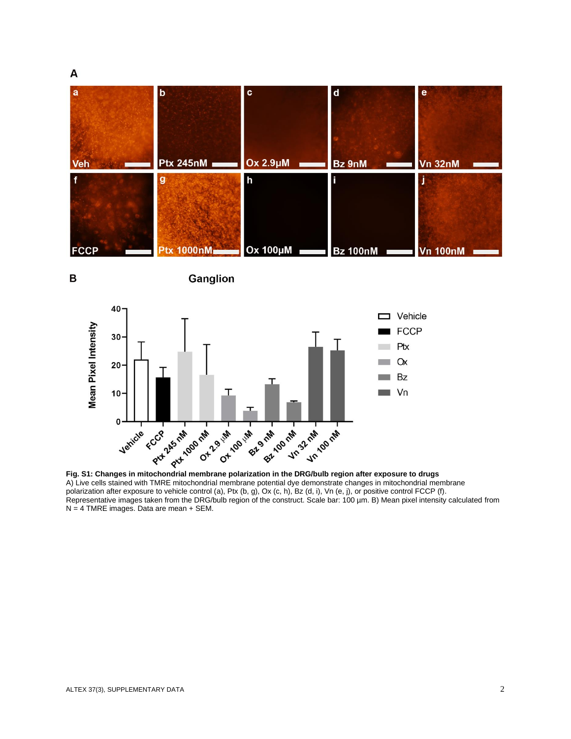A

a Veh
b Ptx 245nM
c Ox 2.9μM
d Bz 9nM
e Vn 32nM
f FCCP
g Ptx 1000nM
h Ox 100μM
i Bz 100nM
j Vn 100nM

B

Ganglion

Mean Pixel Intensity

40
30
20
10
0

Vehicle
FCCP
Ptx 245 nM
Ptx 1000 nM
Ox 2.9 μM
Ox 100 μM
Bz 9 nM
Bz 100 nM
Vn 32 nM
Vn 100 nM

Vehicle
FCCP
Ptx
Ox
Bz
Vn

**Fig. S1: Changes in mitochondrial membrane polarization in the DRG/bulb region after exposure to drugs**
A) Live cells stained with TMRE mitochondrial membrane potential dye demonstrate changes in mitochondrial membrane polarization after exposure to vehicle control (a), Ptx (b, g), Ox (c, h), Bz (d, i), Vn (e, j), or positive control FCCP (f). Representative images taken from the DRG/bulb region of the construct. Scale bar: 100 µm. B) Mean pixel intensity calculated from N = 4 TMRE images. Data are mean + SEM.